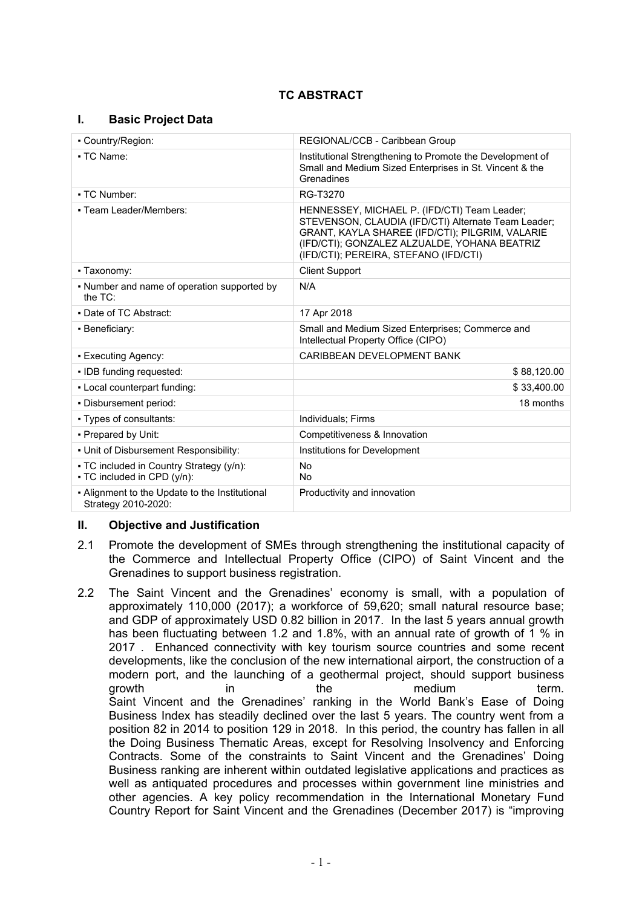# TC ABSTRACT

## I. Basic Project Data

| | |
|---|---|
| ▪ Country/Region: | REGIONAL/CCB - Caribbean Group |
| ▪ TC Name: | Institutional Strengthening to Promote the Development of Small and Medium Sized Enterprises in St. Vincent & the Grenadines |
| ▪ TC Number: | RG-T3270 |
| ▪ Team Leader/Members: | HENNESSEY, MICHAEL P. (IFD/CTI) Team Leader; STEVENSON, CLAUDIA (IFD/CTI) Alternate Team Leader; GRANT, KAYLA SHAREE (IFD/CTI); PILGRIM, VALARIE (IFD/CTI); GONZALEZ ALZUALDE, YOHANA BEATRIZ (IFD/CTI); PEREIRA, STEFANO (IFD/CTI) |
| ▪ Taxonomy: | Client Support |
| ▪ Number and name of operation supported by the TC: | N/A |
| ▪ Date of TC Abstract: | 17 Apr 2018 |
| ▪ Beneficiary: | Small and Medium Sized Enterprises; Commerce and Intellectual Property Office (CIPO) |
| ▪ Executing Agency: | CARIBBEAN DEVELOPMENT BANK |
| ▪ IDB funding requested: | $ 88,120.00 |
| ▪ Local counterpart funding: | $ 33,400.00 |
| ▪ Disbursement period: | 18 months |
| ▪ Types of consultants: | Individuals; Firms |
| ▪ Prepared by Unit: | Competitiveness & Innovation |
| ▪ Unit of Disbursement Responsibility: | Institutions for Development |
| ▪ TC included in Country Strategy (y/n):<br>▪ TC included in CPD (y/n): | No<br>No |
| ▪ Alignment to the Update to the Institutional Strategy 2010-2020: | Productivity and innovation |

## II. Objective and Justification

2.1 Promote the development of SMEs through strengthening the institutional capacity of the Commerce and Intellectual Property Office (CIPO) of Saint Vincent and the Grenadines to support business registration.

2.2 The Saint Vincent and the Grenadines' economy is small, with a population of approximately 110,000 (2017); a workforce of 59,620; small natural resource base; and GDP of approximately USD 0.82 billion in 2017. In the last 5 years annual growth has been fluctuating between 1.2 and 1.8%, with an annual rate of growth of 1 % in 2017 . Enhanced connectivity with key tourism source countries and some recent developments, like the conclusion of the new international airport, the construction of a modern port, and the launching of a geothermal project, should support business growth in the medium term.
Saint Vincent and the Grenadines' ranking in the World Bank's Ease of Doing Business Index has steadily declined over the last 5 years. The country went from a position 82 in 2014 to position 129 in 2018. In this period, the country has fallen in all the Doing Business Thematic Areas, except for Resolving Insolvency and Enforcing Contracts. Some of the constraints to Saint Vincent and the Grenadines' Doing Business ranking are inherent within outdated legislative applications and practices as well as antiquated procedures and processes within government line ministries and other agencies. A key policy recommendation in the International Monetary Fund Country Report for Saint Vincent and the Grenadines (December 2017) is "improving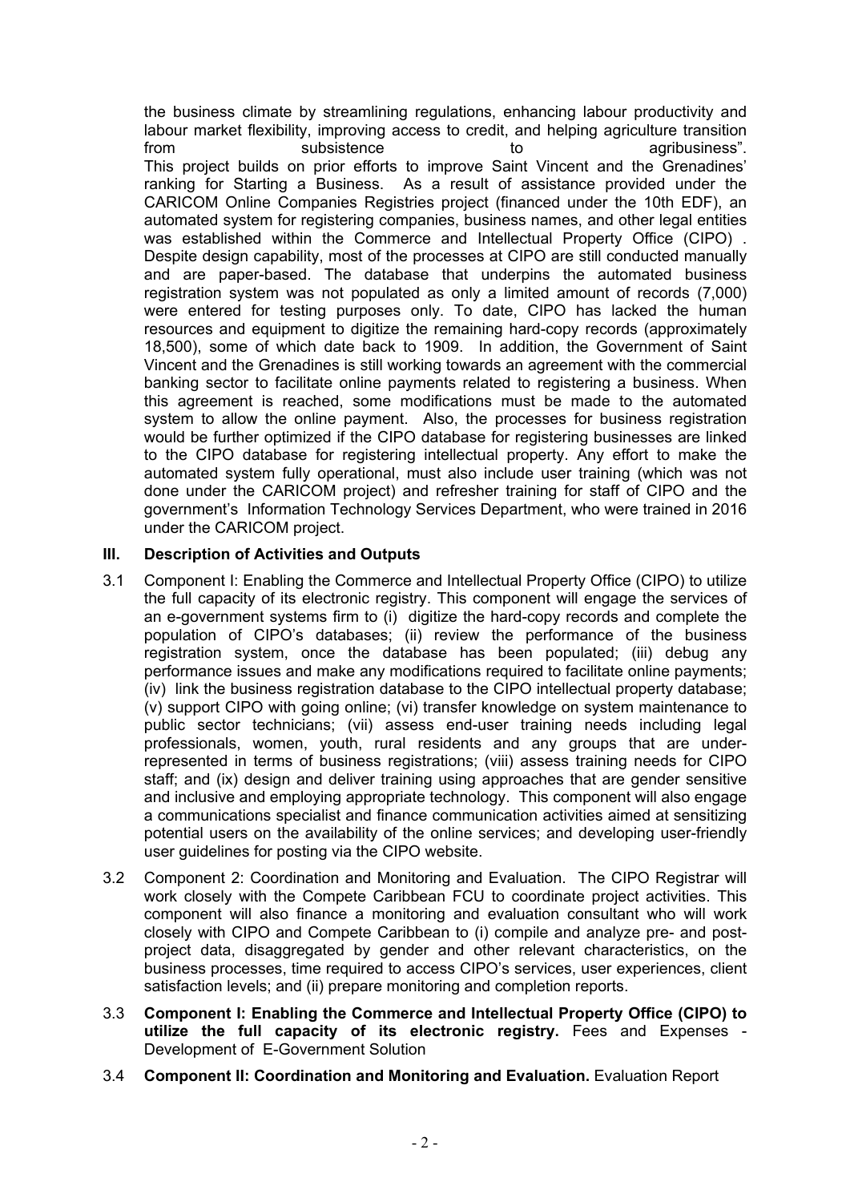the business climate by streamlining regulations, enhancing labour productivity and labour market flexibility, improving access to credit, and helping agriculture transition from subsistence to agribusiness". This project builds on prior efforts to improve Saint Vincent and the Grenadines' ranking for Starting a Business. As a result of assistance provided under the CARICOM Online Companies Registries project (financed under the 10th EDF), an automated system for registering companies, business names, and other legal entities was established within the Commerce and Intellectual Property Office (CIPO) . Despite design capability, most of the processes at CIPO are still conducted manually and are paper-based. The database that underpins the automated business registration system was not populated as only a limited amount of records (7,000) were entered for testing purposes only. To date, CIPO has lacked the human resources and equipment to digitize the remaining hard-copy records (approximately 18,500), some of which date back to 1909. In addition, the Government of Saint Vincent and the Grenadines is still working towards an agreement with the commercial banking sector to facilitate online payments related to registering a business. When this agreement is reached, some modifications must be made to the automated system to allow the online payment. Also, the processes for business registration would be further optimized if the CIPO database for registering businesses are linked to the CIPO database for registering intellectual property. Any effort to make the automated system fully operational, must also include user training (which was not done under the CARICOM project) and refresher training for staff of CIPO and the government's Information Technology Services Department, who were trained in 2016 under the CARICOM project.

## III. Description of Activities and Outputs

3.1 Component I: Enabling the Commerce and Intellectual Property Office (CIPO) to utilize the full capacity of its electronic registry. This component will engage the services of an e-government systems firm to (i) digitize the hard-copy records and complete the population of CIPO's databases; (ii) review the performance of the business registration system, once the database has been populated; (iii) debug any performance issues and make any modifications required to facilitate online payments; (iv) link the business registration database to the CIPO intellectual property database; (v) support CIPO with going online; (vi) transfer knowledge on system maintenance to public sector technicians; (vii) assess end-user training needs including legal professionals, women, youth, rural residents and any groups that are under-represented in terms of business registrations; (viii) assess training needs for CIPO staff; and (ix) design and deliver training using approaches that are gender sensitive and inclusive and employing appropriate technology. This component will also engage a communications specialist and finance communication activities aimed at sensitizing potential users on the availability of the online services; and developing user-friendly user guidelines for posting via the CIPO website.

3.2 Component 2: Coordination and Monitoring and Evaluation. The CIPO Registrar will work closely with the Compete Caribbean FCU to coordinate project activities. This component will also finance a monitoring and evaluation consultant who will work closely with CIPO and Compete Caribbean to (i) compile and analyze pre- and post-project data, disaggregated by gender and other relevant characteristics, on the business processes, time required to access CIPO's services, user experiences, client satisfaction levels; and (ii) prepare monitoring and completion reports.

3.3 **Component I: Enabling the Commerce and Intellectual Property Office (CIPO) to utilize the full capacity of its electronic registry.** Fees and Expenses - Development of E-Government Solution

3.4 **Component II: Coordination and Monitoring and Evaluation.** Evaluation Report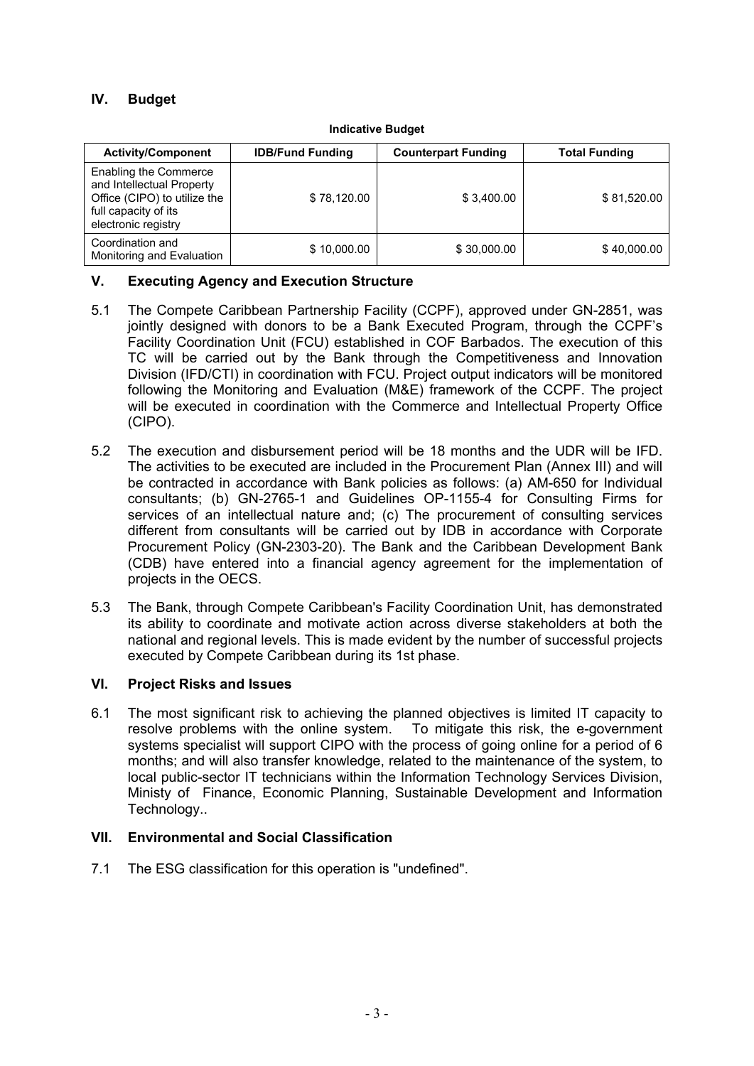## IV. Budget

**Indicative Budget**

| Activity/Component | IDB/Fund Funding | Counterpart Funding | Total Funding |
|---|---|---|---|
| Enabling the Commerce and Intellectual Property Office (CIPO) to utilize the full capacity of its electronic registry | $ 78,120.00 | $ 3,400.00 | $ 81,520.00 |
| Coordination and Monitoring and Evaluation | $ 10,000.00 | $ 30,000.00 | $ 40,000.00 |

## V. Executing Agency and Execution Structure

5.1 The Compete Caribbean Partnership Facility (CCPF), approved under GN-2851, was jointly designed with donors to be a Bank Executed Program, through the CCPF's Facility Coordination Unit (FCU) established in COF Barbados. The execution of this TC will be carried out by the Bank through the Competitiveness and Innovation Division (IFD/CTI) in coordination with FCU. Project output indicators will be monitored following the Monitoring and Evaluation (M&E) framework of the CCPF. The project will be executed in coordination with the Commerce and Intellectual Property Office (CIPO).

5.2 The execution and disbursement period will be 18 months and the UDR will be IFD. The activities to be executed are included in the Procurement Plan (Annex III) and will be contracted in accordance with Bank policies as follows: (a) AM-650 for Individual consultants; (b) GN-2765-1 and Guidelines OP-1155-4 for Consulting Firms for services of an intellectual nature and; (c) The procurement of consulting services different from consultants will be carried out by IDB in accordance with Corporate Procurement Policy (GN-2303-20). The Bank and the Caribbean Development Bank (CDB) have entered into a financial agency agreement for the implementation of projects in the OECS.

5.3 The Bank, through Compete Caribbean's Facility Coordination Unit, has demonstrated its ability to coordinate and motivate action across diverse stakeholders at both the national and regional levels. This is made evident by the number of successful projects executed by Compete Caribbean during its 1st phase.

## VI. Project Risks and Issues

6.1 The most significant risk to achieving the planned objectives is limited IT capacity to resolve problems with the online system. To mitigate this risk, the e-government systems specialist will support CIPO with the process of going online for a period of 6 months; and will also transfer knowledge, related to the maintenance of the system, to local public-sector IT technicians within the Information Technology Services Division, Ministy of Finance, Economic Planning, Sustainable Development and Information Technology..

## VII. Environmental and Social Classification

7.1 The ESG classification for this operation is "undefined".